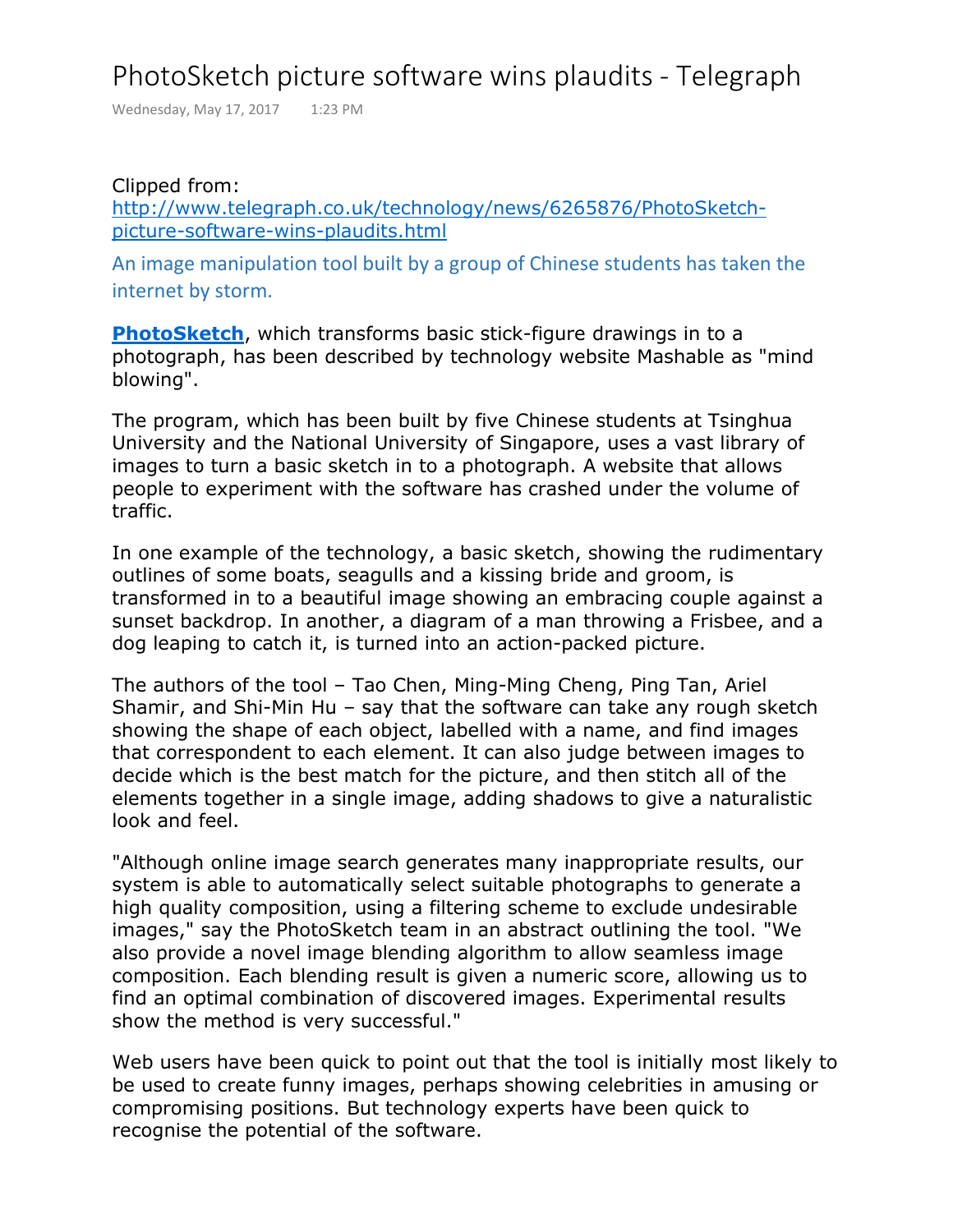# PhotoSketch picture software wins plaudits - Telegraph

Wednesday, May 17, 2017 1:23 PM

Clipped from: http://www.telegraph.co.uk/technology/news/6265876/PhotoSketch-picture-software-wins-plaudits.html

An image manipulation tool built by a group of Chinese students has taken the internet by storm.

**PhotoSketch**, which transforms basic stick-figure drawings in to a photograph, has been described by technology website Mashable as "mind blowing".

The program, which has been built by five Chinese students at Tsinghua University and the National University of Singapore, uses a vast library of images to turn a basic sketch in to a photograph. A website that allows people to experiment with the software has crashed under the volume of traffic.

In one example of the technology, a basic sketch, showing the rudimentary outlines of some boats, seagulls and a kissing bride and groom, is transformed in to a beautiful image showing an embracing couple against a sunset backdrop. In another, a diagram of a man throwing a Frisbee, and a dog leaping to catch it, is turned into an action-packed picture.

The authors of the tool – Tao Chen, Ming-Ming Cheng, Ping Tan, Ariel Shamir, and Shi-Min Hu – say that the software can take any rough sketch showing the shape of each object, labelled with a name, and find images that correspondent to each element. It can also judge between images to decide which is the best match for the picture, and then stitch all of the elements together in a single image, adding shadows to give a naturalistic look and feel.

"Although online image search generates many inappropriate results, our system is able to automatically select suitable photographs to generate a high quality composition, using a filtering scheme to exclude undesirable images," say the PhotoSketch team in an abstract outlining the tool. "We also provide a novel image blending algorithm to allow seamless image composition. Each blending result is given a numeric score, allowing us to find an optimal combination of discovered images. Experimental results show the method is very successful."

Web users have been quick to point out that the tool is initially most likely to be used to create funny images, perhaps showing celebrities in amusing or compromising positions. But technology experts have been quick to recognise the potential of the software.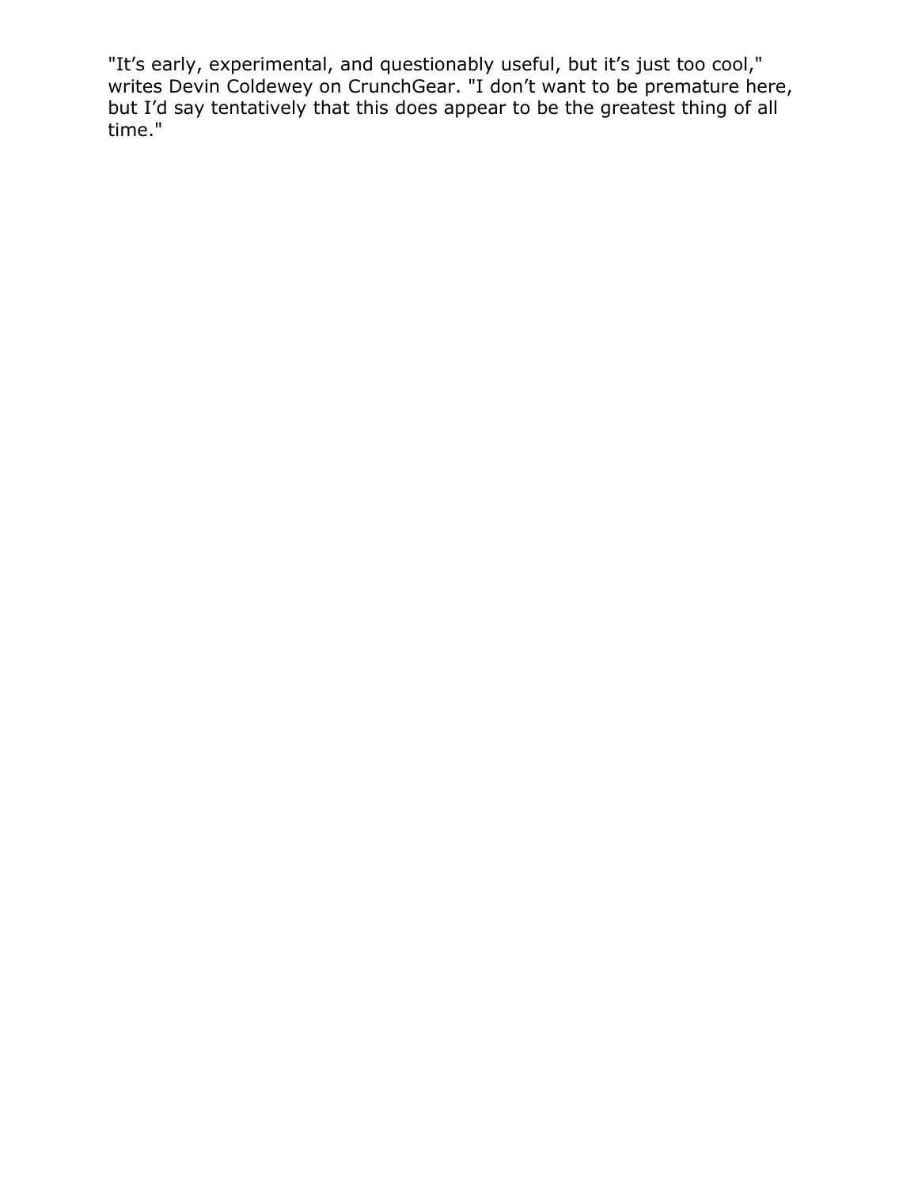"It’s early, experimental, and questionably useful, but it’s just too cool," writes Devin Coldewey on CrunchGear. "I don’t want to be premature here, but I’d say tentatively that this does appear to be the greatest thing of all time."